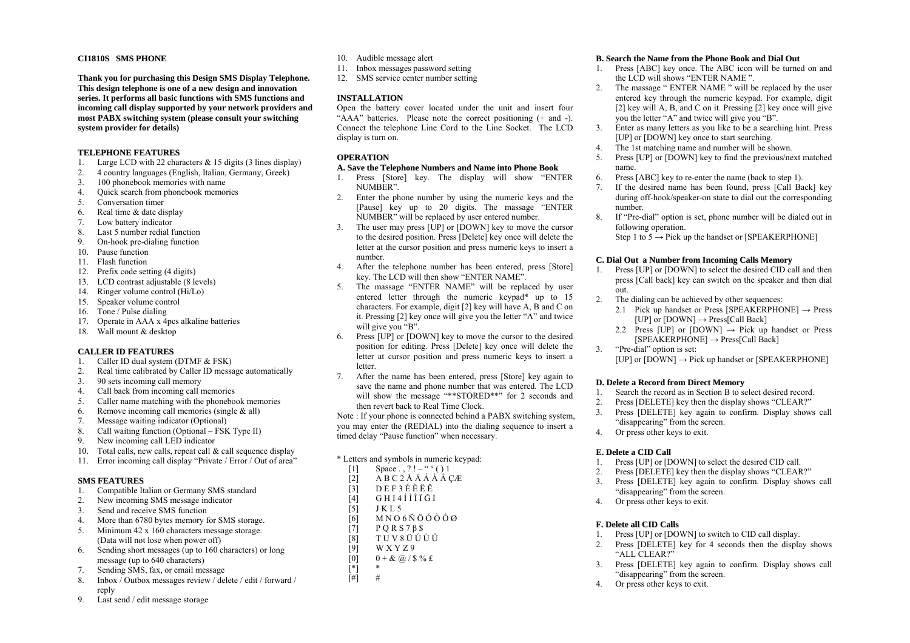**CI1810S SMS PHONE**

**Thank you for purchasing this Design SMS Display Telephone. This design telephone is one of a new design and innovation series. It performs all basic functions with SMS functions and incoming call display supported by your network providers and most PABX switching system (please consult your switching system provider for details)**

**TELEPHONE FEATURES**

1. Large LCD with 22 characters & 15 digits (3 lines display)
2. 4 country languages (English, Italian, Germany, Greek)
3. 100 phonebook memories with name
4. Quick search from phonebook memories
5. Conversation timer
6. Real time & date display
7. Low battery indicator
8. Last 5 number redial function
9. On-hook pre-dialing function
10. Pause function
11. Flash function
12. Prefix code setting (4 digits)
13. LCD contrast adjustable (8 levels)
14. Ringer volume control (Hi/Lo)
15. Speaker volume control
16. Tone / Pulse dialing
17. Operate in AAA x 4pcs alkaline batteries
18. Wall mount & desktop

**CALLER ID FEATURES**

1. Caller ID dual system (DTMF & FSK)
2. Real time calibrated by Caller ID message automatically
3. 90 sets incoming call memory
4. Call back from incoming call memories
5. Caller name matching with the phonebook memories
6. Remove incoming call memories (single & all)
7. Message waiting indicator (Optional)
8. Call waiting function (Optional – FSK Type II)
9. New incoming call LED indicator
10. Total calls, new calls, repeat call & call sequence display
11. Error incoming call display "Private / Error / Out of area"

**SMS FEATURES**

1. Compatible Italian or Germany SMS standard
2. New incoming SMS message indicator
3. Send and receive SMS function
4. More than 6780 bytes memory for SMS storage.
5. Minimum 42 x 160 characters message storage. (Data will not lose when power off)
6. Sending short messages (up to 160 characters) or long message (up to 640 characters)
7. Sending SMS, fax, or email message
8. Inbox / Outbox messages review / delete / edit / forward / reply
9. Last send / edit message storage
10. Audible message alert
11. Inbox messages password setting
12. SMS service center number setting

**INSTALLATION**

Open the battery cover located under the unit and insert four "AAA" batteries. Please note the correct positioning (+ and -). Connect the telephone Line Cord to the Line Socket. The LCD display is turn on.

**OPERATION**

**A. Save the Telephone Numbers and Name into Phone Book**

1. Press [Store] key. The display will show "ENTER NUMBER".
2. Enter the phone number by using the numeric keys and the [Pause] key up to 20 digits. The massage "ENTER NUMBER" will be replaced by user entered number.
3. The user may press [UP] or [DOWN] key to move the cursor to the desired position. Press [Delete] key once will delete the letter at the cursor position and press numeric keys to insert a number.
4. After the telephone number has been entered, press [Store] key. The LCD will then show "ENTER NAME".
5. The massage "ENTER NAME" will be replaced by user entered letter through the numeric keypad* up to 15 characters. For example, digit [2] key will have A, B and C on it. Pressing [2] key once will give you the letter "A" and twice will give you "B".
6. Press [UP] or [DOWN] key to move the cursor to the desired position for editing. Press [Delete] key once will delete the letter at cursor position and press numeric keys to insert a letter.
7. After the name has been entered, press [Store] key again to save the name and phone number that was entered. The LCD will show the message "**STORED**" for 2 seconds and then revert back to Real Time Clock.

Note : If your phone is connected behind a PABX switching system, you may enter the (REDIAL) into the dialing sequence to insert a timed delay "Pause function" when necessary.

\* Letters and symbols in numeric keypad:

| | |
|---|---|
| [1] | Space . , ? ! – " ' ( ) 1 |
| [2] | A B C 2 Å Ä Á À Â Ç Æ |
| [3] | D E F 3 É È Ë Ê |
| [4] | G H I 4 Í Ì Î Ï Ğ İ |
| [5] | J K L 5 |
| [6] | M N O 6 Ñ Ö Ó Ò Ô Ø |
| [7] | P Q R S 7 β $ |
| [8] | T U V 8 Ü Ú Ù Û |
| [9] | W X Y Z 9 |
| [0] | 0 + & @ / $ % £ |
| [*] | * |
| [#] | # |

**B. Search the Name from the Phone Book and Dial Out**

1. Press [ABC] key once. The ABC icon will be turned on and the LCD will shows "ENTER NAME ".
2. The massage " ENTER NAME " will be replaced by the user entered key through the numeric keypad. For example, digit [2] key will A, B, and C on it. Pressing [2] key once will give you the letter "A" and twice will give you "B".
3. Enter as many letters as you like to be a searching hint. Press [UP] or [DOWN] key once to start searching.
4. The 1st matching name and number will be shown.
5. Press [UP] or [DOWN] key to find the previous/next matched name.
6. Press [ABC] key to re-enter the name (back to step 1).
7. If the desired name has been found, press [Call Back] key during off-hook/speaker-on state to dial out the corresponding number.
8. If "Pre-dial" option is set, phone number will be dialed out in following operation.
   Step 1 to 5 → Pick up the handset or [SPEAKERPHONE]

**C. Dial Out a Number from Incoming Calls Memory**

1. Press [UP] or [DOWN] to select the desired CID call and then press [Call back] key can switch on the speaker and then dial out.
2. The dialing can be achieved by other sequences:
   2.1 Pick up handset or Press [SPEAKERPHONE] → Press [UP] or [DOWN] → Press[Call Back]
   2.2 Press [UP] or [DOWN] → Pick up handset or Press [SPEAKERPHONE] → Press[Call Back]
3. "Pre-dial" option is set:
   [UP] or [DOWN] → Pick up handset or [SPEAKERPHONE]

**D. Delete a Record from Direct Memory**

1. Search the record as in Section B to select desired record.
2. Press [DELETE] key then the display shows "CLEAR?"
3. Press [DELETE] key again to confirm. Display shows call "disappearing" from the screen.
4. Or press other keys to exit.

**E. Delete a CID Call**

1. Press [UP] or [DOWN] to select the desired CID call.
2. Press [DELETE] key then the display shows "CLEAR?"
3. Press [DELETE] key again to confirm. Display shows call "disappearing" from the screen.
4. Or press other keys to exit.

**F. Delete all CID Calls**

1. Press [UP] or [DOWN] to switch to CID call display.
2. Press [DELETE] key for 4 seconds then the display shows "ALL CLEAR?"
3. Press [DELETE] key again to confirm. Display shows call "disappearing" from the screen.
4. Or press other keys to exit.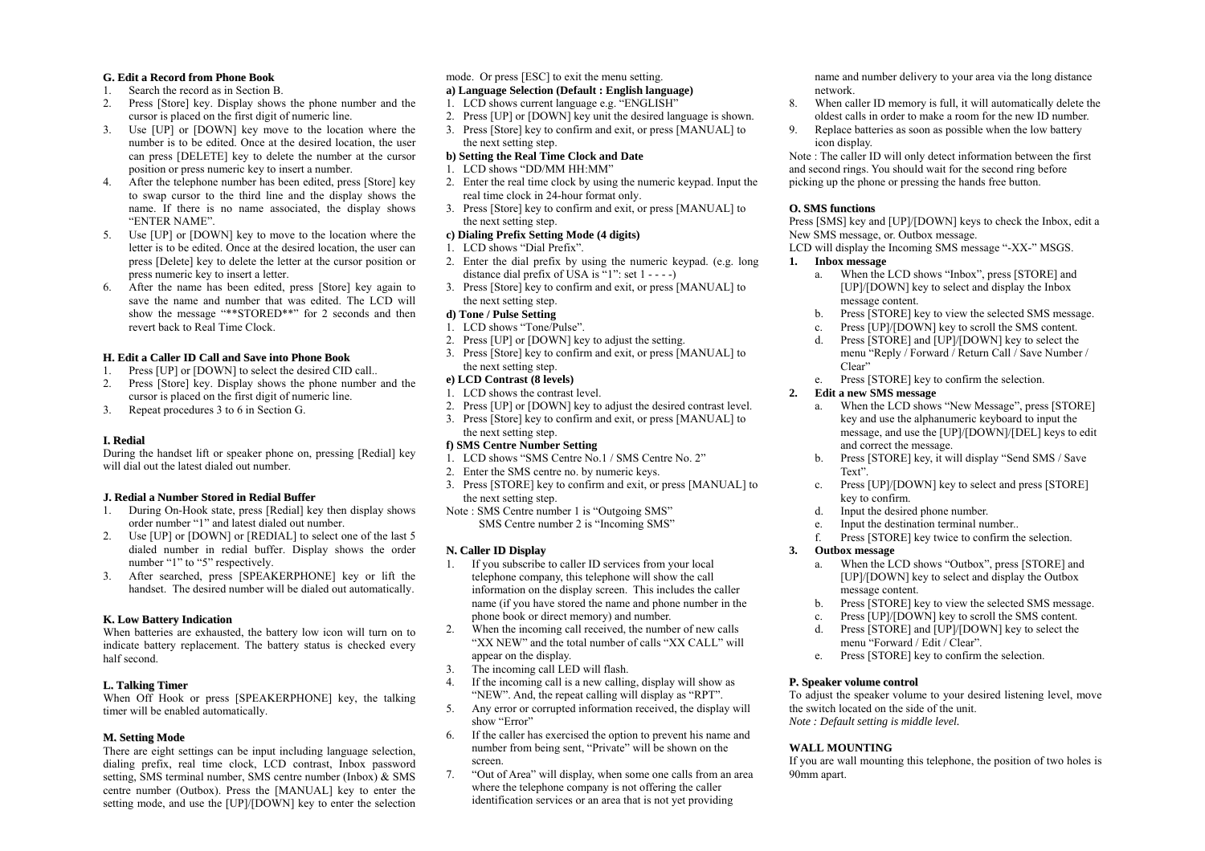**G. Edit a Record from Phone Book**

1. Search the record as in Section B.
2. Press [Store] key. Display shows the phone number and the cursor is placed on the first digit of numeric line.
3. Use [UP] or [DOWN] key move to the location where the number is to be edited. Once at the desired location, the user can press [DELETE] key to delete the number at the cursor position or press numeric key to insert a number.
4. After the telephone number has been edited, press [Store] key to swap cursor to the third line and the display shows the name. If there is no name associated, the display shows "ENTER NAME".
5. Use [UP] or [DOWN] key to move to the location where the letter is to be edited. Once at the desired location, the user can press [Delete] key to delete the letter at the cursor position or press numeric key to insert a letter.
6. After the name has been edited, press [Store] key again to save the name and number that was edited. The LCD will show the message "**STORED**" for 2 seconds and then revert back to Real Time Clock.

**H. Edit a Caller ID Call and Save into Phone Book**

1. Press [UP] or [DOWN] to select the desired CID call..
2. Press [Store] key. Display shows the phone number and the cursor is placed on the first digit of numeric line.
3. Repeat procedures 3 to 6 in Section G.

**I. Redial**

During the handset lift or speaker phone on, pressing [Redial] key will dial out the latest dialed out number.

**J. Redial a Number Stored in Redial Buffer**

1. During On-Hook state, press [Redial] key then display shows order number "1" and latest dialed out number.
2. Use [UP] or [DOWN] or [REDIAL] to select one of the last 5 dialed number in redial buffer. Display shows the order number "1" to "5" respectively.
3. After searched, press [SPEAKERPHONE] key or lift the handset. The desired number will be dialed out automatically.

**K. Low Battery Indication**

When batteries are exhausted, the battery low icon will turn on to indicate battery replacement. The battery status is checked every half second.

**L. Talking Timer**

When Off Hook or press [SPEAKERPHONE] key, the talking timer will be enabled automatically.

**M. Setting Mode**

There are eight settings can be input including language selection, dialing prefix, real time clock, LCD contrast, Inbox password setting, SMS terminal number, SMS centre number (Inbox) & SMS centre number (Outbox). Press the [MANUAL] key to enter the setting mode, and use the [UP]/[DOWN] key to enter the selection mode. Or press [ESC] to exit the menu setting.

**a) Language Selection (Default : English language)**

1. LCD shows current language e.g. "ENGLISH"
2. Press [UP] or [DOWN] key unit the desired language is shown.
3. Press [Store] key to confirm and exit, or press [MANUAL] to the next setting step.

**b) Setting the Real Time Clock and Date**

1. LCD shows "DD/MM HH:MM"
2. Enter the real time clock by using the numeric keypad. Input the real time clock in 24-hour format only.
3. Press [Store] key to confirm and exit, or press [MANUAL] to the next setting step.

**c) Dialing Prefix Setting Mode (4 digits)**

1. LCD shows "Dial Prefix".
2. Enter the dial prefix by using the numeric keypad. (e.g. long distance dial prefix of USA is "1": set 1 - - - -)
3. Press [Store] key to confirm and exit, or press [MANUAL] to the next setting step.

**d) Tone / Pulse Setting**

1. LCD shows "Tone/Pulse".
2. Press [UP] or [DOWN] key to adjust the setting.
3. Press [Store] key to confirm and exit, or press [MANUAL] to the next setting step.

**e) LCD Contrast (8 levels)**

1. LCD shows the contrast level.
2. Press [UP] or [DOWN] key to adjust the desired contrast level.
3. Press [Store] key to confirm and exit, or press [MANUAL] to the next setting step.

**f) SMS Centre Number Setting**

1. LCD shows "SMS Centre No.1 / SMS Centre No. 2"
2. Enter the SMS centre no. by numeric keys.
3. Press [STORE] key to confirm and exit, or press [MANUAL] to the next setting step.

Note : SMS Centre number 1 is "Outgoing SMS"
SMS Centre number 2 is "Incoming SMS"

**N. Caller ID Display**

1. If you subscribe to caller ID services from your local telephone company, this telephone will show the call information on the display screen. This includes the caller name (if you have stored the name and phone number in the phone book or direct memory) and number.
2. When the incoming call received, the number of new calls "XX NEW" and the total number of calls "XX CALL" will appear on the display.
3. The incoming call LED will flash.
4. If the incoming call is a new calling, display will show as "NEW". And, the repeat calling will display as "RPT".
5. Any error or corrupted information received, the display will show "Error"
6. If the caller has exercised the option to prevent his name and number from being sent, "Private" will be shown on the screen.
7. "Out of Area" will display, when some one calls from an area where the telephone company is not offering the caller identification services or an area that is not yet providing name and number delivery to your area via the long distance network.
8. When caller ID memory is full, it will automatically delete the oldest calls in order to make a room for the new ID number.
9. Replace batteries as soon as possible when the low battery icon display.

Note : The caller ID will only detect information between the first and second rings. You should wait for the second ring before picking up the phone or pressing the hands free button.

**O. SMS functions**

Press [SMS] key and [UP]/[DOWN] keys to check the Inbox, edit a New SMS message, or. Outbox message.
LCD will display the Incoming SMS message "-XX-" MSGS.

**1. Inbox message**

a. When the LCD shows "Inbox", press [STORE] and [UP]/[DOWN] key to select and display the Inbox message content.
b. Press [STORE] key to view the selected SMS message.
c. Press [UP]/[DOWN] key to scroll the SMS content.
d. Press [STORE] and [UP]/[DOWN] key to select the menu "Reply / Forward / Return Call / Save Number / Clear"
e. Press [STORE] key to confirm the selection.

**2. Edit a new SMS message**

a. When the LCD shows "New Message", press [STORE] key and use the alphanumeric keyboard to input the message, and use the [UP]/[DOWN]/[DEL] keys to edit and correct the message.
b. Press [STORE] key, it will display "Send SMS / Save Text".
c. Press [UP]/[DOWN] key to select and press [STORE] key to confirm.
d. Input the desired phone number.
e. Input the destination terminal number..
f. Press [STORE] key twice to confirm the selection.

**3. Outbox message**

a. When the LCD shows "Outbox", press [STORE] and [UP]/[DOWN] key to select and display the Outbox message content.
b. Press [STORE] key to view the selected SMS message.
c. Press [UP]/[DOWN] key to scroll the SMS content.
d. Press [STORE] and [UP]/[DOWN] key to select the menu "Forward / Edit / Clear".
e. Press [STORE] key to confirm the selection.

**P. Speaker volume control**

To adjust the speaker volume to your desired listening level, move the switch located on the side of the unit.
*Note : Default setting is middle level.*

**WALL MOUNTING**

If you are wall mounting this telephone, the position of two holes is 90mm apart.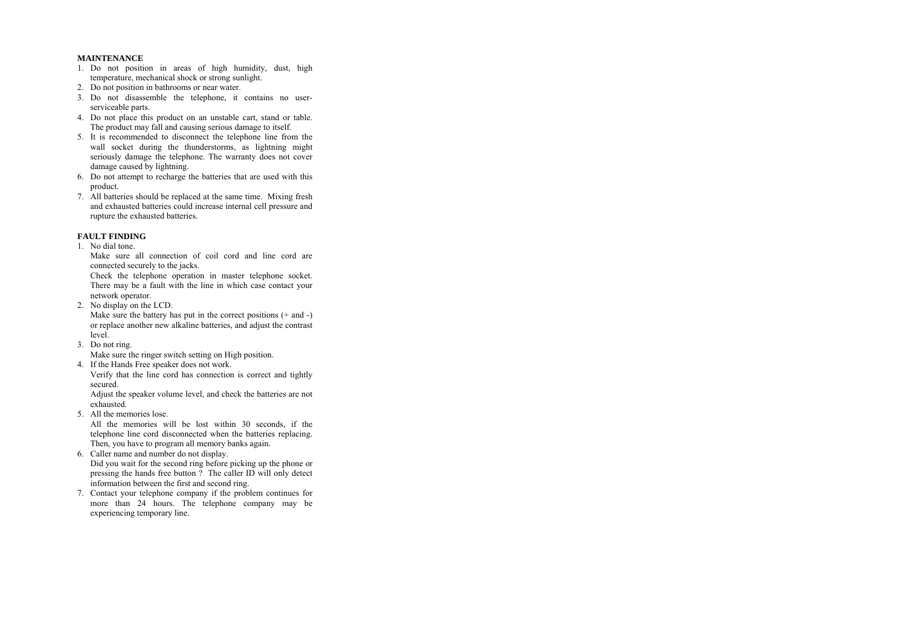## MAINTENANCE

1. Do not position in areas of high humidity, dust, high temperature, mechanical shock or strong sunlight.
2. Do not position in bathrooms or near water.
3. Do not disassemble the telephone, it contains no user-serviceable parts.
4. Do not place this product on an unstable cart, stand or table. The product may fall and causing serious damage to itself.
5. It is recommended to disconnect the telephone line from the wall socket during the thunderstorms, as lightning might seriously damage the telephone. The warranty does not cover damage caused by lightning.
6. Do not attempt to recharge the batteries that are used with this product.
7. All batteries should be replaced at the same time. Mixing fresh and exhausted batteries could increase internal cell pressure and rupture the exhausted batteries.

## FAULT FINDING

1. No dial tone.

   Make sure all connection of coil cord and line cord are connected securely to the jacks.

   Check the telephone operation in master telephone socket. There may be a fault with the line in which case contact your network operator.
2. No display on the LCD.

   Make sure the battery has put in the correct positions (+ and -) or replace another new alkaline batteries, and adjust the contrast level.
3. Do not ring.

   Make sure the ringer switch setting on High position.
4. If the Hands Free speaker does not work.

   Verify that the line cord has connection is correct and tightly secured.

   Adjust the speaker volume level, and check the batteries are not exhausted.
5. All the memories lose.

   All the memories will be lost within 30 seconds, if the telephone line cord disconnected when the batteries replacing. Then, you have to program all memory banks again.
6. Caller name and number do not display.

   Did you wait for the second ring before picking up the phone or pressing the hands free button ? The caller ID will only detect information between the first and second ring.
7. Contact your telephone company if the problem continues for more than 24 hours. The telephone company may be experiencing temporary line.